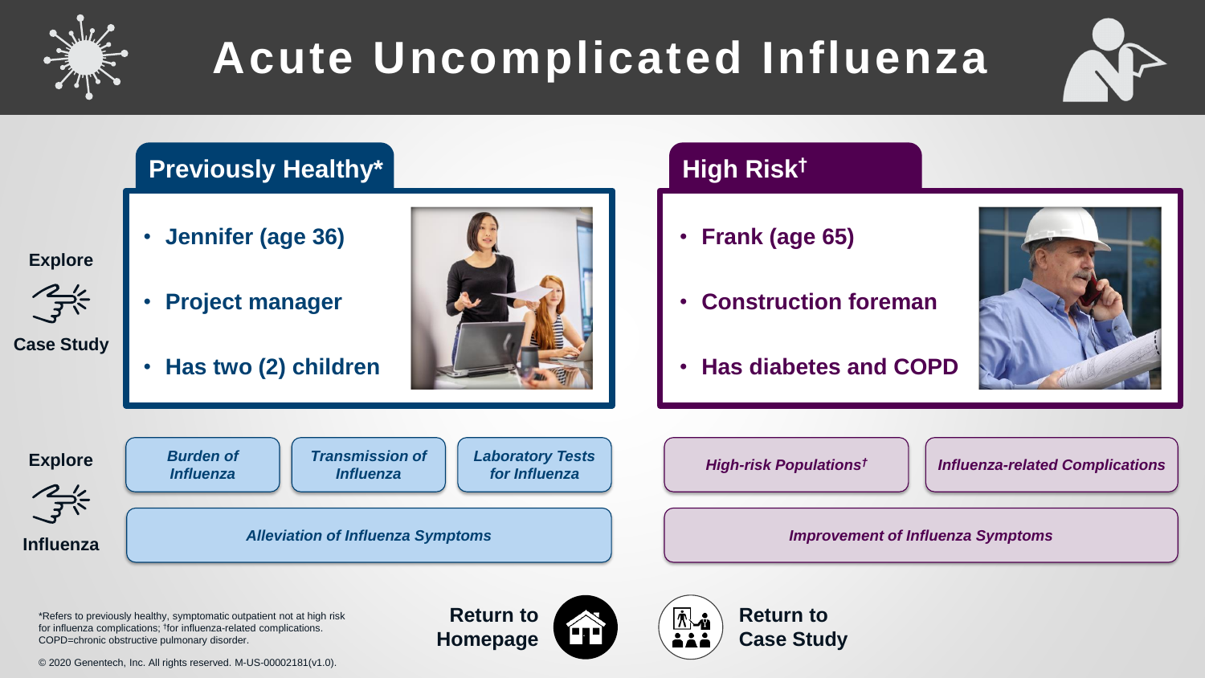# Acute Uncomplicated Influenza

**Explore Case Study**

## Previously Healthy*

- **Jennifer (age 36)**
- **Project manager**
- **Has two (2) children**

## High Risk†

- **Frank (age 65)**
- **Construction foreman**
- **Has diabetes and COPD**

**Explore Influenza**

*Burden of Influenza*

*Transmission of Influenza*

*Laboratory Tests for Influenza*

*Alleviation of Influenza Symptoms*

*High-risk Populations†*

*Influenza-related Complications*

*Improvement of Influenza Symptoms*

*Refers to previously healthy, symptomatic outpatient not at high risk for influenza complications; †for influenza-related complications.
COPD=chronic obstructive pulmonary disorder.

© 2020 Genentech, Inc. All rights reserved. M-US-00002181(v1.0).

**Return to Homepage**

**Return to Case Study**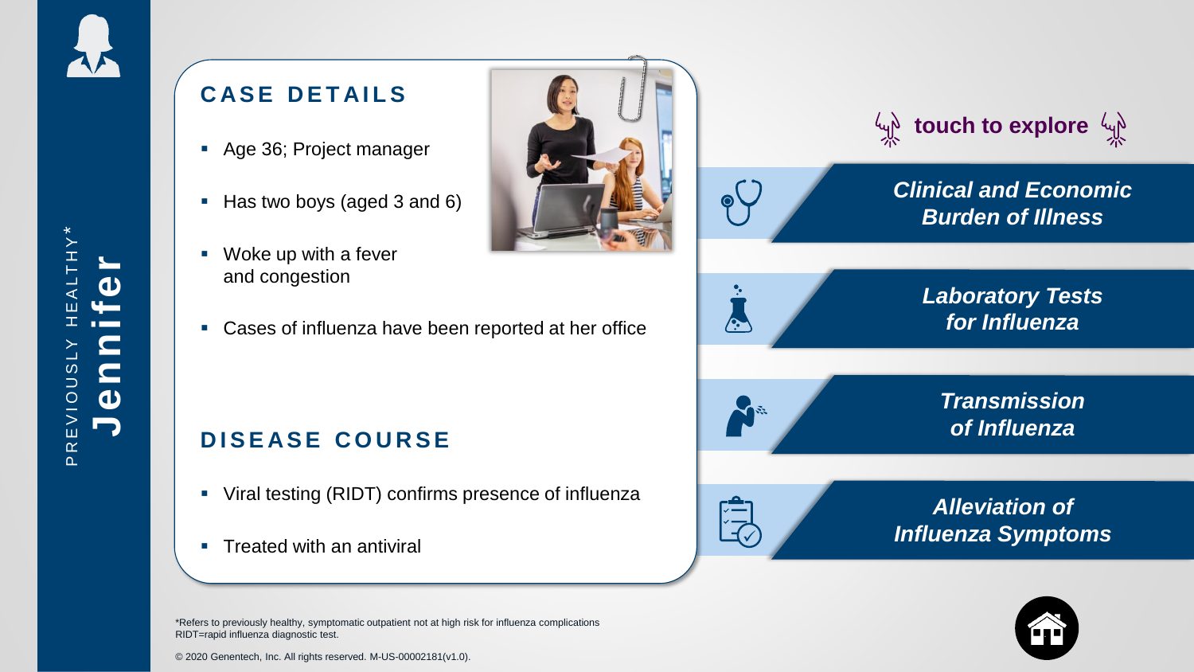PREVIOUSLY HEALTHY*

# Jennifer

## CASE DETAILS

- Age 36; Project manager
- Has two boys (aged 3 and 6)
- Woke up with a fever and congestion
- Cases of influenza have been reported at her office

## DISEASE COURSE

- Viral testing (RIDT) confirms presence of influenza
- Treated with an antiviral

**touch to explore**

***Clinical and Economic Burden of Illness***

***Laboratory Tests for Influenza***

***Transmission of Influenza***

***Alleviation of Influenza Symptoms***

*Refers to previously healthy, symptomatic outpatient not at high risk for influenza complications
RIDT=rapid influenza diagnostic test.

© 2020 Genentech, Inc. All rights reserved. M-US-00002181(v1.0).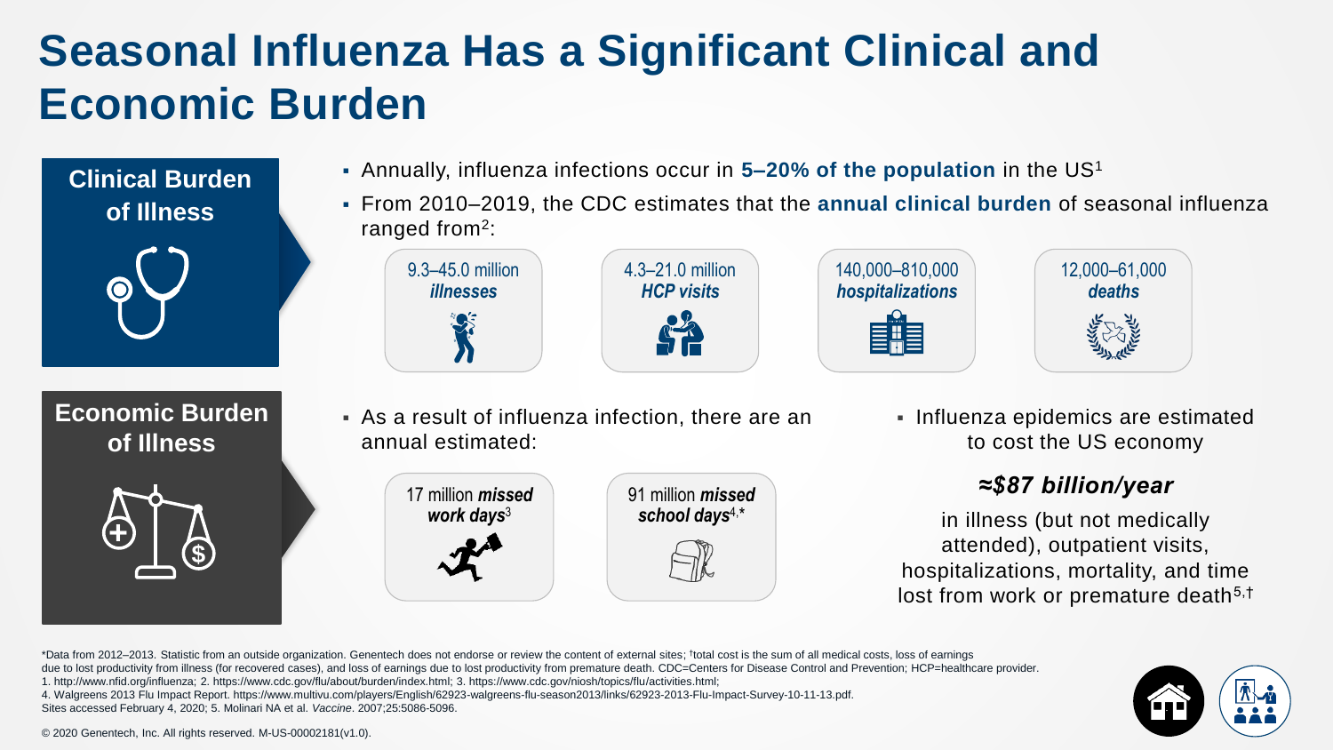# Seasonal Influenza Has a Significant Clinical and Economic Burden

## Clinical Burden of Illness

- Annually, influenza infections occur in **5–20% of the population** in the US[1]
- From 2010–2019, the CDC estimates that the **annual clinical burden** of seasonal influenza ranged from[2]:

9.3–45.0 million ***illnesses***

4.3–21.0 million ***HCP visits***

140,000–810,000 ***hospitalizations***

12,000–61,000 ***deaths***

## Economic Burden of Illness

- As a result of influenza infection, there are an annual estimated:

17 million ***missed work days***[3]

91 million ***missed school days***[4,*]

- Influenza epidemics are estimated to cost the US economy

***≈$87 billion/year***

in illness (but not medically attended), outpatient visits, hospitalizations, mortality, and time lost from work or premature death[5,†]

*Data from 2012–2013. Statistic from an outside organization. Genentech does not endorse or review the content of external sites; †total cost is the sum of all medical costs, loss of earnings due to lost productivity from illness (for recovered cases), and loss of earnings due to lost productivity from premature death. CDC=Centers for Disease Control and Prevention; HCP=healthcare provider.
1. http://www.nfid.org/influenza; 2. https://www.cdc.gov/flu/about/burden/index.html; 3. https://www.cdc.gov/niosh/topics/flu/activities.html;
4. Walgreens 2013 Flu Impact Report. https://www.multivu.com/players/English/62923-walgreens-flu-season2013/links/62923-2013-Flu-Impact-Survey-10-11-13.pdf.
Sites accessed February 4, 2020; 5. Molinari NA et al. *Vaccine*. 2007;25:5086-5096.

© 2020 Genentech, Inc. All rights reserved. M-US-00002181(v1.0).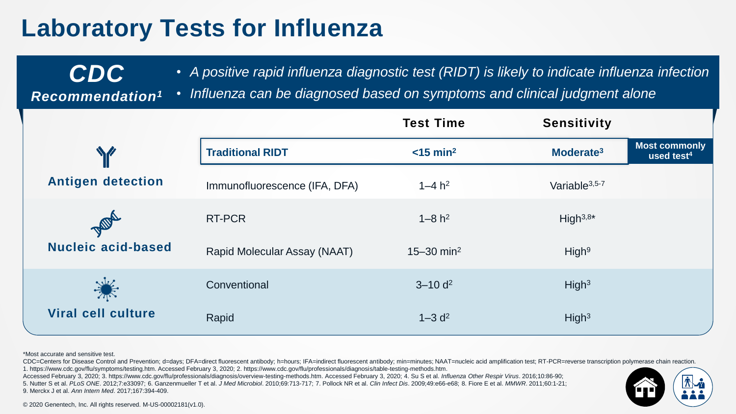# Laboratory Tests for Influenza

**CDC Recommendation[1]**

- *A positive rapid influenza diagnostic test (RIDT) is likely to indicate influenza infection*
- *Influenza can be diagnosed based on symptoms and clinical judgment alone*

| | | Test Time | Sensitivity | |
|---|---|---|---|---|
| **Antigen detection** | **Traditional RIDT** | **<15 min[2]** | **Moderate[3]** | **Most commonly used test[4]** |
| | Immunofluorescence (IFA, DFA) | 1–4 h[2] | Variable[3,5-7] | |
| **Nucleic acid-based** | RT-PCR | 1–8 h[2] | High[3,8]* | |
| | Rapid Molecular Assay (NAAT) | 15–30 min[2] | High[9] | |
| **Viral cell culture** | Conventional | 3–10 d[2] | High[3] | |
| | Rapid | 1–3 d[2] | High[3] | |

*Most accurate and sensitive test.

CDC=Centers for Disease Control and Prevention; d=days; DFA=direct fluorescent antibody; h=hours; IFA=indirect fluorescent antibody; min=minutes; NAAT=nucleic acid amplification test; RT-PCR=reverse transcription polymerase chain reaction.

1. https://www.cdc.gov/flu/symptoms/testing.htm. Accessed February 3, 2020; 2. https://www.cdc.gov/flu/professionals/diagnosis/table-testing-methods.htm. Accessed February 3, 2020; 3. https://www.cdc.gov/flu/professionals/diagnosis/overview-testing-methods.htm. Accessed February 3, 2020; 4. Su S et al. *Influenza Other Respir Virus*. 2016;10:86-90; 5. Nutter S et al. *PLoS ONE*. 2012;7:e33097; 6. Ganzenmueller T et al. *J Med Microbiol*. 2010;69:713-717; 7. Pollock NR et al. *Clin Infect Dis*. 2009;49:e66-e68; 8. Fiore E et al. *MMWR*. 2011;60:1-21; 9. Merckx J et al. *Ann Intern Med*. 2017;167:394-409.

© 2020 Genentech, Inc. All rights reserved. M-US-00002181(v1.0).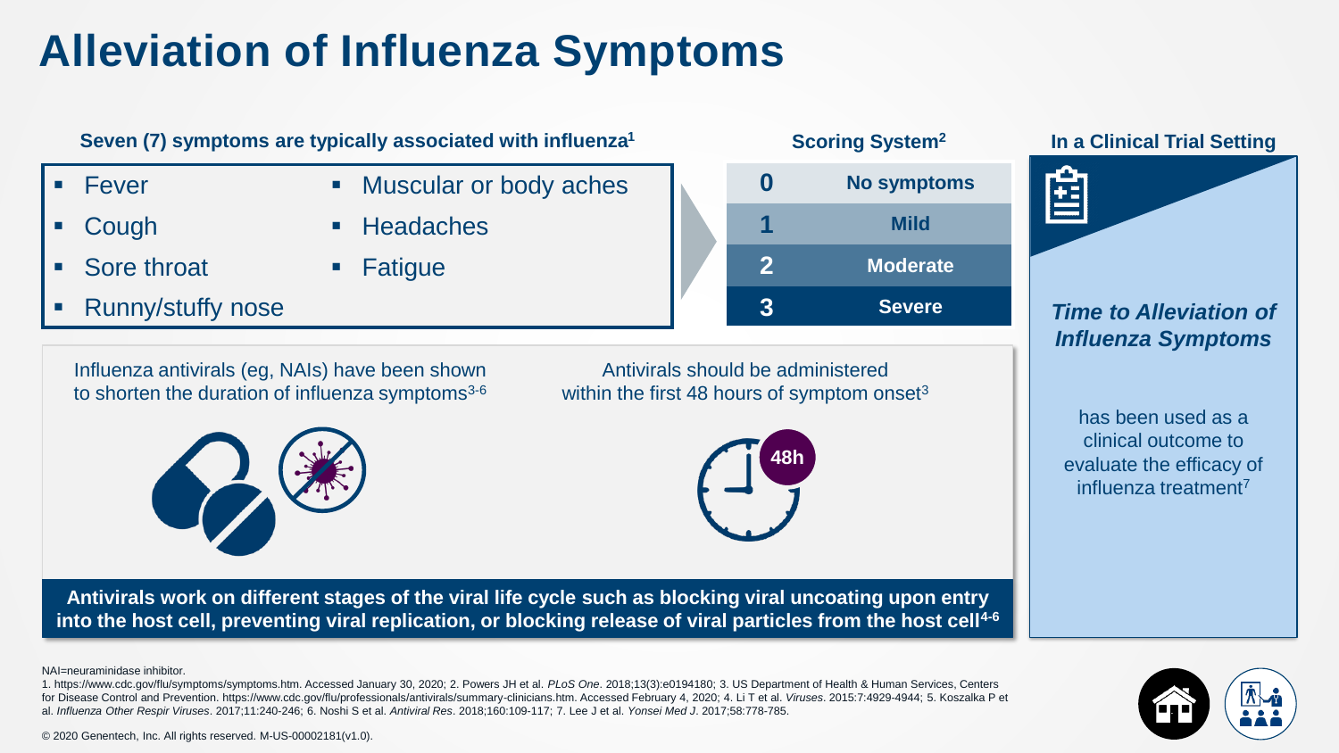# Alleviation of Influenza Symptoms

**Seven (7) symptoms are typically associated with influenza[1]**

- Fever
- Cough
- Sore throat
- Runny/stuffy nose
- Muscular or body aches
- Headaches
- Fatigue

**Scoring System[2]**

| Score | Severity |
| --- | --- |
| 0 | No symptoms |
| 1 | Mild |
| 2 | Moderate |
| 3 | Severe |

**In a Clinical Trial Setting**

***Time to Alleviation of Influenza Symptoms***

has been used as a clinical outcome to evaluate the efficacy of influenza treatment[7]

Influenza antivirals (eg, NAIs) have been shown to shorten the duration of influenza symptoms[3-6]

Antivirals should be administered within the first 48 hours of symptom onset[3]

48h

**Antivirals work on different stages of the viral life cycle such as blocking viral uncoating upon entry into the host cell, preventing viral replication, or blocking release of viral particles from the host cell[4-6]**

NAI=neuraminidase inhibitor.

1. https://www.cdc.gov/flu/symptoms/symptoms.htm. Accessed January 30, 2020; 2. Powers JH et al. *PLoS One*. 2018;13(3):e0194180; 3. US Department of Health & Human Services, Centers for Disease Control and Prevention. https://www.cdc.gov/flu/professionals/antivirals/summary-clinicians.htm. Accessed February 4, 2020; 4. Li T et al. *Viruses*. 2015:7:4929-4944; 5. Koszalka P et al. *Influenza Other Respir Viruses*. 2017;11:240-246; 6. Noshi S et al. *Antiviral Res*. 2018;160:109-117; 7. Lee J et al. *Yonsei Med J*. 2017;58:778-785.

© 2020 Genentech, Inc. All rights reserved. M-US-00002181(v1.0).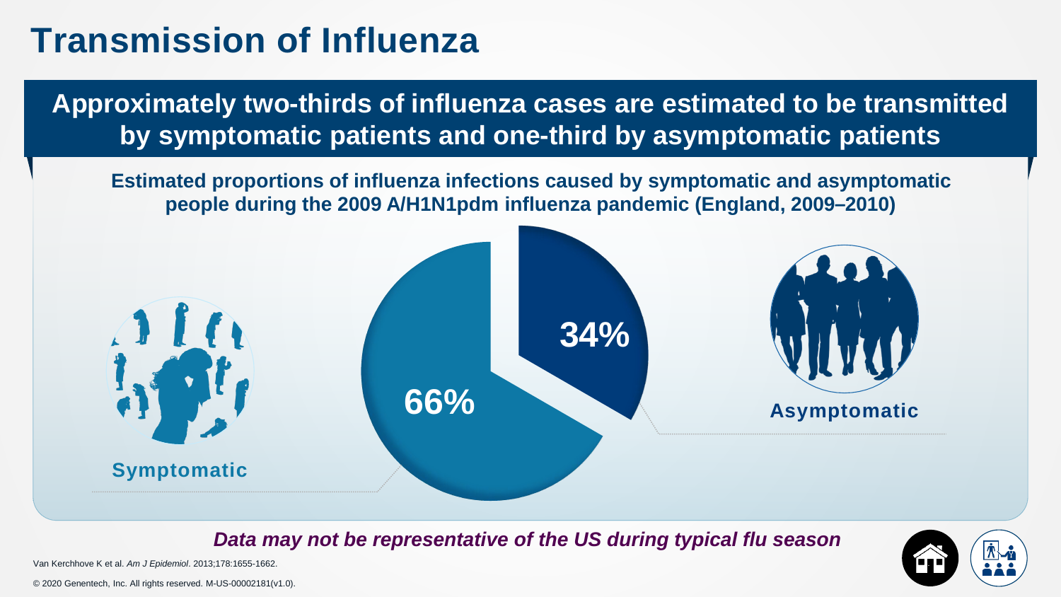# Transmission of Influenza

## Approximately two-thirds of influenza cases are estimated to be transmitted by symptomatic patients and one-third by asymptomatic patients

**Estimated proportions of influenza infections caused by symptomatic and asymptomatic people during the 2009 A/H1N1pdm influenza pandemic (England, 2009–2010)**

Symptomatic

66%

34%

Asymptomatic

***Data may not be representative of the US during typical flu season***

Van Kerchhove K et al. *Am J Epidemiol*. 2013;178:1655-1662.

© 2020 Genentech, Inc. All rights reserved. M-US-00002181(v1.0).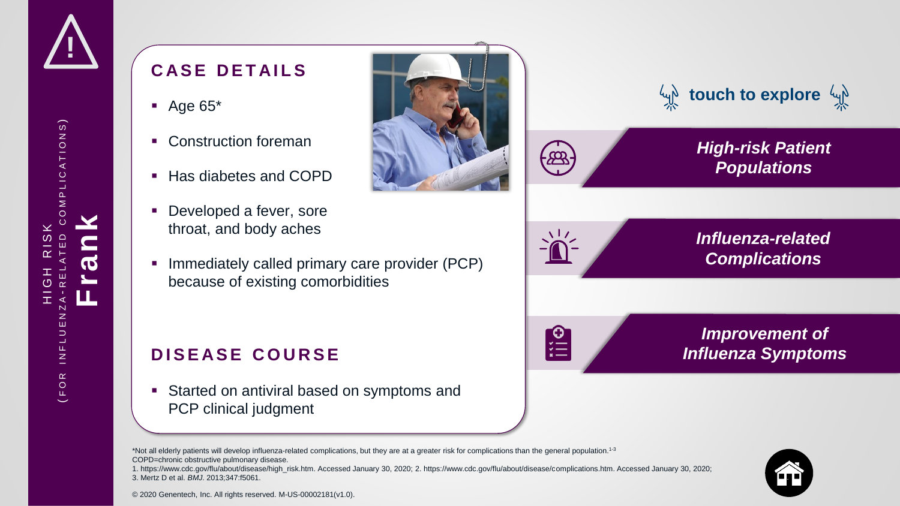HIGH RISK (FOR INFLUENZA-RELATED COMPLICATIONS)

# Frank

## CASE DETAILS

- Age 65*
- Construction foreman
- Has diabetes and COPD
- Developed a fever, sore throat, and body aches
- Immediately called primary care provider (PCP) because of existing comorbidities

## DISEASE COURSE

- Started on antiviral based on symptoms and PCP clinical judgment

**touch to explore**

***High-risk Patient Populations***

***Influenza-related Complications***

***Improvement of Influenza Symptoms***

*Not all elderly patients will develop influenza-related complications, but they are at a greater risk for complications than the general population.[1-3]

COPD=chronic obstructive pulmonary disease.

1. https://www.cdc.gov/flu/about/disease/high_risk.htm. Accessed January 30, 2020; 2. https://www.cdc.gov/flu/about/disease/complications.htm. Accessed January 30, 2020; 3. Mertz D et al. *BMJ.* 2013;347:f5061.

© 2020 Genentech, Inc. All rights reserved. M-US-00002181(v1.0).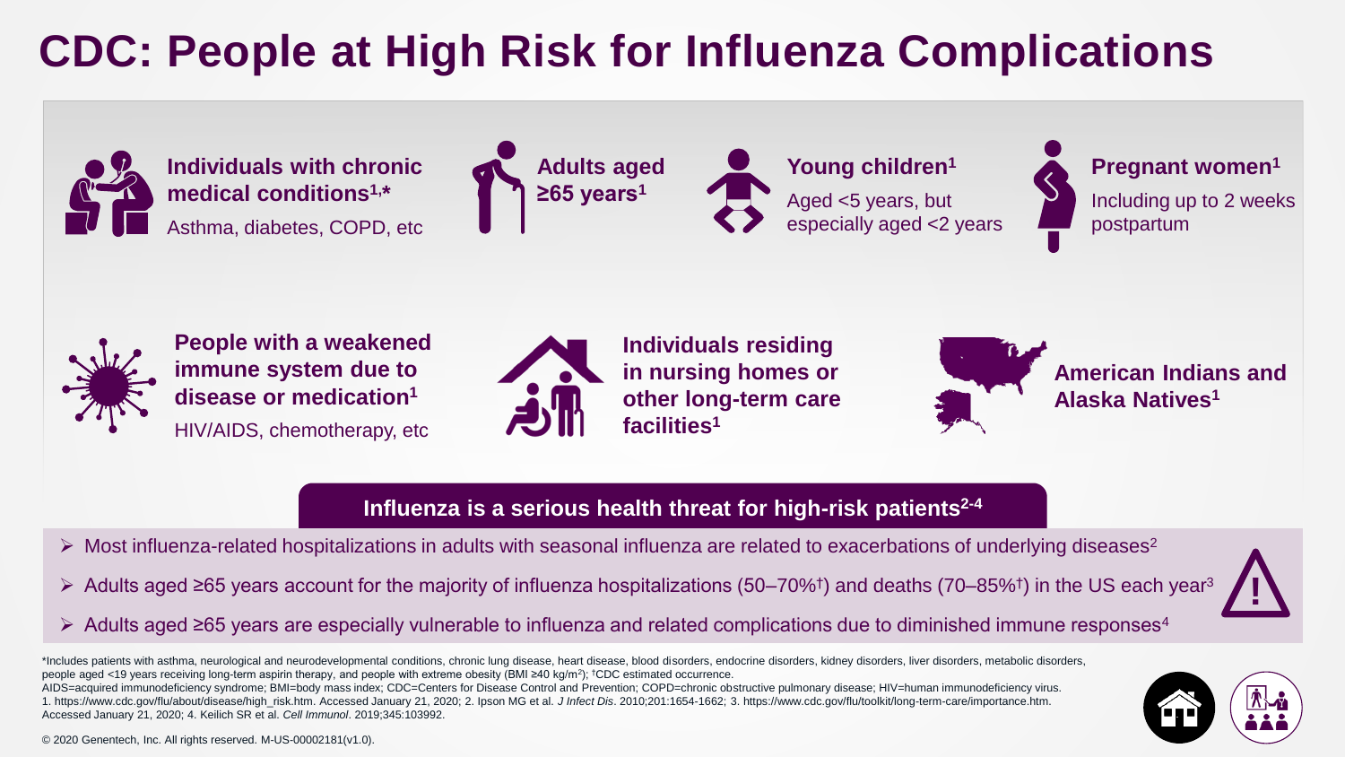# CDC: People at High Risk for Influenza Complications

**Individuals with chronic medical conditions[1,*]**
Asthma, diabetes, COPD, etc

**Adults aged ≥65 years[1]**

**Young children[1]**
Aged <5 years, but especially aged <2 years

**Pregnant women[1]**
Including up to 2 weeks postpartum

**People with a weakened immune system due to disease or medication[1]**
HIV/AIDS, chemotherapy, etc

**Individuals residing in nursing homes or other long-term care facilities[1]**

**American Indians and Alaska Natives[1]**

## Influenza is a serious health threat for high-risk patients[2-4]

- Most influenza-related hospitalizations in adults with seasonal influenza are related to exacerbations of underlying diseases[2]
- Adults aged ≥65 years account for the majority of influenza hospitalizations (50–70%[†]) and deaths (70–85%[†]) in the US each year[3]
- Adults aged ≥65 years are especially vulnerable to influenza and related complications due to diminished immune responses[4]

*Includes patients with asthma, neurological and neurodevelopmental conditions, chronic lung disease, heart disease, blood disorders, endocrine disorders, kidney disorders, liver disorders, metabolic disorders, people aged <19 years receiving long-term aspirin therapy, and people with extreme obesity (BMI ≥40 kg/m$^2$); [†]CDC estimated occurrence.

AIDS=acquired immunodeficiency syndrome; BMI=body mass index; CDC=Centers for Disease Control and Prevention; COPD=chronic obstructive pulmonary disease; HIV=human immunodeficiency virus.

1. https://www.cdc.gov/flu/about/disease/high_risk.htm. Accessed January 21, 2020; 2. Ipson MG et al. *J Infect Dis*. 2010;201:1654-1662; 3. https://www.cdc.gov/flu/toolkit/long-term-care/importance.htm. Accessed January 21, 2020; 4. Keilich SR et al. *Cell Immunol*. 2019;345:103992.

© 2020 Genentech, Inc. All rights reserved. M-US-00002181(v1.0).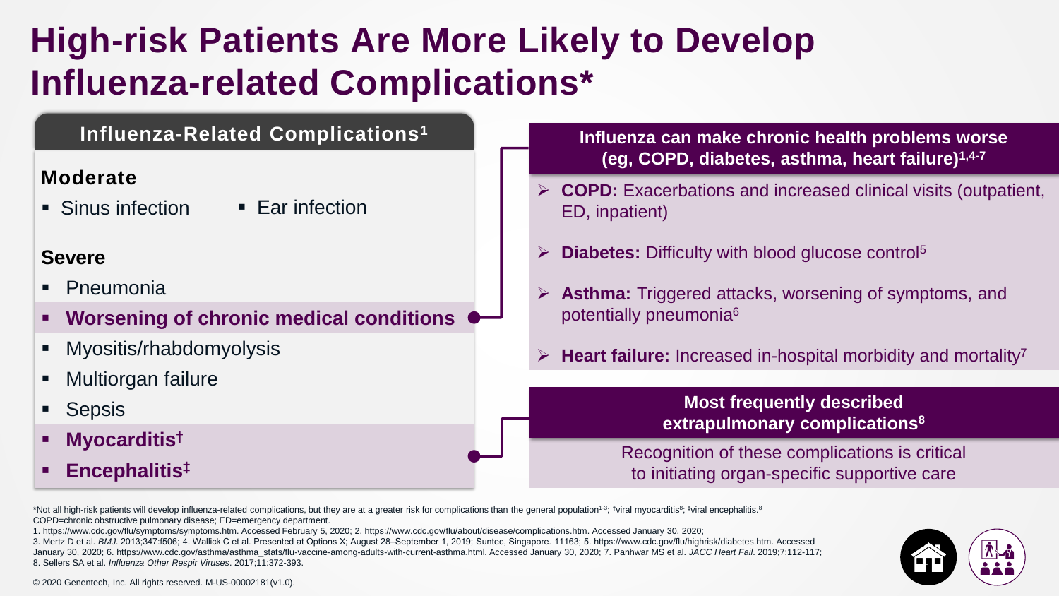# High-risk Patients Are More Likely to Develop Influenza-related Complications*

## Influenza-Related Complications[1]

### Moderate

- Sinus infection
- Ear infection

### Severe

- Pneumonia
- **Worsening of chronic medical conditions**
- Myositis/rhabdomyolysis
- Multiorgan failure
- Sepsis
- **Myocarditis†**
- **Encephalitis‡**

## Influenza can make chronic health problems worse (eg, COPD, diabetes, asthma, heart failure)[1,4-7]

- **COPD:** Exacerbations and increased clinical visits (outpatient, ED, inpatient)
- **Diabetes:** Difficulty with blood glucose control[5]
- **Asthma:** Triggered attacks, worsening of symptoms, and potentially pneumonia[6]
- **Heart failure:** Increased in-hospital morbidity and mortality[7]

## Most frequently described extrapulmonary complications[8]

Recognition of these complications is critical to initiating organ-specific supportive care

*Not all high-risk patients will develop influenza-related complications, but they are at a greater risk for complications than the general population[1-3]; †viral myocarditis[8]; ‡viral encephalitis.[8]

COPD=chronic obstructive pulmonary disease; ED=emergency department.

1. https://www.cdc.gov/flu/symptoms/symptoms.htm. Accessed February 5, 2020; 2. https://www.cdc.gov/flu/about/disease/complications.htm. Accessed January 30, 2020; 3. Mertz D et al. *BMJ*. 2013;347:f506; 4. Wallick C et al. Presented at Options X; August 28–September 1, 2019; Suntec, Singapore. 11163; 5. https://www.cdc.gov/flu/highrisk/diabetes.htm. Accessed January 30, 2020; 6. https://www.cdc.gov/asthma/asthma_stats/flu-vaccine-among-adults-with-current-asthma.html. Accessed January 30, 2020; 7. Panhwar MS et al. *JACC Heart Fail*. 2019;7:112-117; 8. Sellers SA et al. *Influenza Other Respir Viruses*. 2017;11:372-393.

© 2020 Genentech, Inc. All rights reserved. M-US-00002181(v1.0).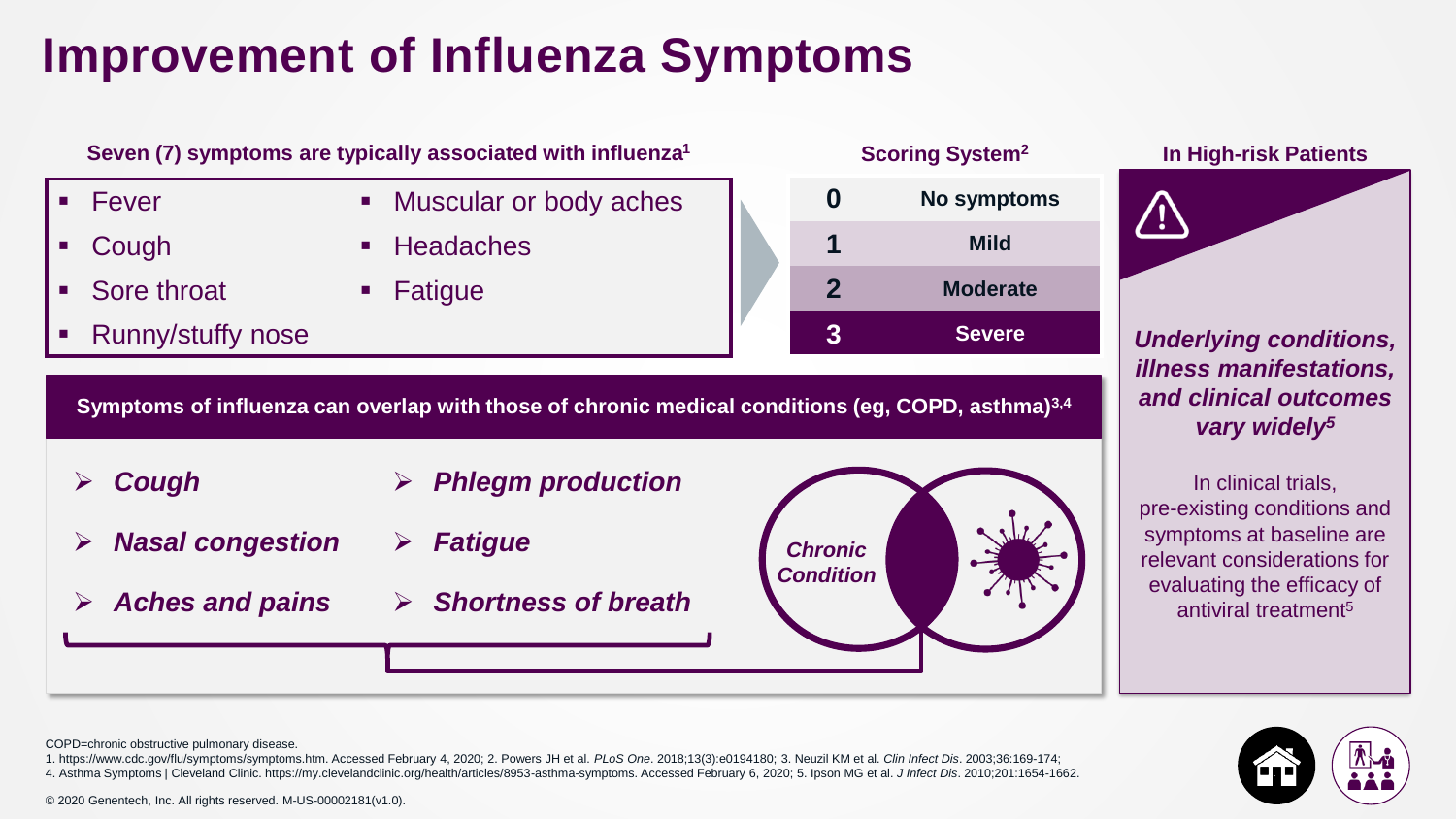# Improvement of Influenza Symptoms

**Seven (7) symptoms are typically associated with influenza[1]**

- Fever
- Cough
- Sore throat
- Runny/stuffy nose
- Muscular or body aches
- Headaches
- Fatigue

**Scoring System[2]**

| | |
|---|---|
| 0 | No symptoms |
| 1 | Mild |
| 2 | Moderate |
| 3 | Severe |

**Symptoms of influenza can overlap with those of chronic medical conditions (eg, COPD, asthma)[3,4]**

- *Cough*
- *Nasal congestion*
- *Aches and pains*
- *Phlegm production*
- *Fatigue*
- *Shortness of breath*

*Chronic Condition*

**In High-risk Patients**

***Underlying conditions, illness manifestations, and clinical outcomes vary widely[5]***

In clinical trials, pre-existing conditions and symptoms at baseline are relevant considerations for evaluating the efficacy of antiviral treatment[5]

COPD=chronic obstructive pulmonary disease.

1. https://www.cdc.gov/flu/symptoms/symptoms.htm. Accessed February 4, 2020; 2. Powers JH et al. *PLoS One*. 2018;13(3):e0194180; 3. Neuzil KM et al. *Clin Infect Dis*. 2003;36:169-174;
4. Asthma Symptoms | Cleveland Clinic. https://my.clevelandclinic.org/health/articles/8953-asthma-symptoms. Accessed February 6, 2020; 5. Ipson MG et al. *J Infect Dis*. 2010;201:1654-1662.

© 2020 Genentech, Inc. All rights reserved. M-US-00002181(v1.0).